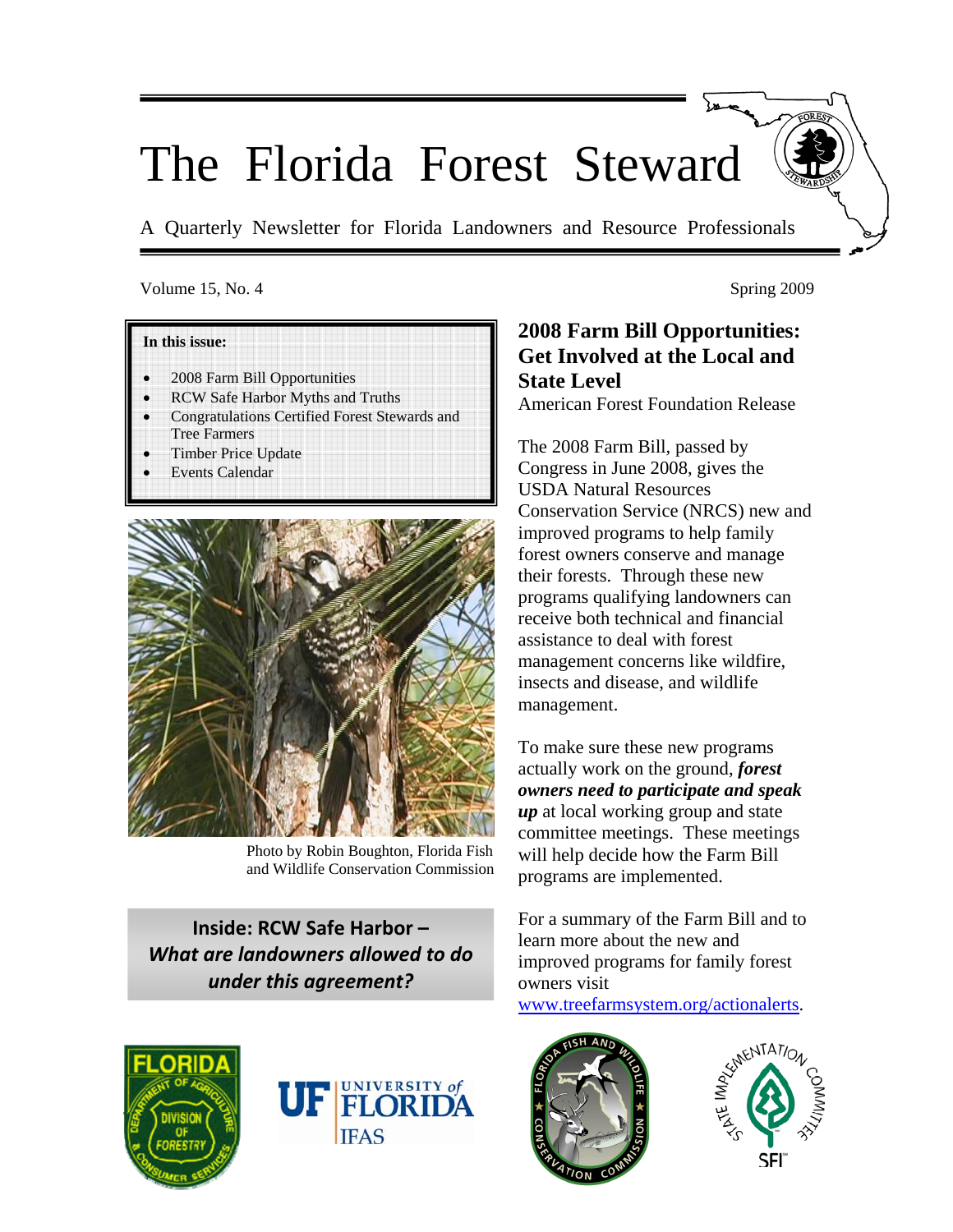# The Florida Forest Steward

A Quarterly Newsletter for Florida Landowners and Resource Professionals

Volume 15, No. 4 Spring 2009

**In this issue:**

- 2008 Farm Bill Opportunities
- RCW Safe Harbor Myths and Truths
- Congratulations Certified Forest Stewards and Tree Farmers
- Timber Price Update
- Events Calendar

Photo by Robin Boughton, Florida Fish and Wildlife Conservation Commission

**Inside: RCW Safe Harbor –**
***What are landowners allowed to do under this agreement?***

## 2008 Farm Bill Opportunities: Get Involved at the Local and State Level

American Forest Foundation Release

The 2008 Farm Bill, passed by Congress in June 2008, gives the USDA Natural Resources Conservation Service (NRCS) new and improved programs to help family forest owners conserve and manage their forests. Through these new programs qualifying landowners can receive both technical and financial assistance to deal with forest management concerns like wildfire, insects and disease, and wildlife management.

To make sure these new programs actually work on the ground, ***forest owners need to participate and speak up*** at local working group and state committee meetings. These meetings will help decide how the Farm Bill programs are implemented.

For a summary of the Farm Bill and to learn more about the new and improved programs for family forest owners visit www.treefarmsystem.org/actionalerts.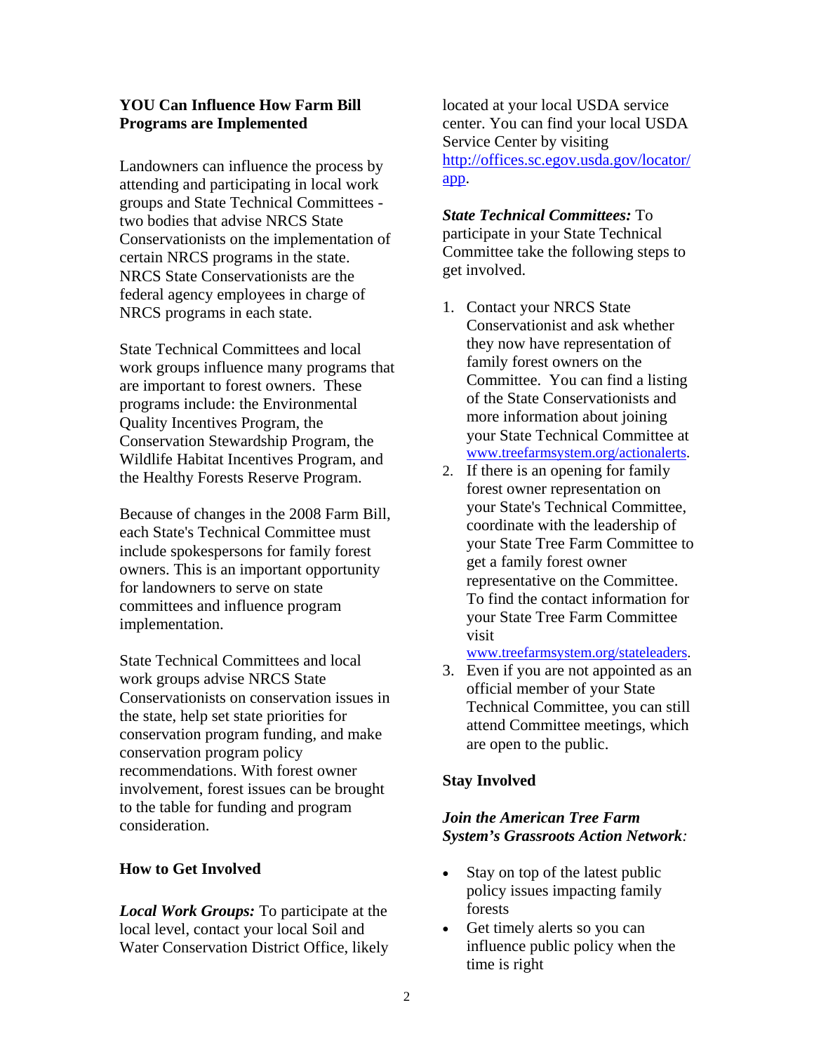**YOU Can Influence How Farm Bill Programs are Implemented**

Landowners can influence the process by attending and participating in local work groups and State Technical Committees - two bodies that advise NRCS State Conservationists on the implementation of certain NRCS programs in the state. NRCS State Conservationists are the federal agency employees in charge of NRCS programs in each state.

State Technical Committees and local work groups influence many programs that are important to forest owners. These programs include: the Environmental Quality Incentives Program, the Conservation Stewardship Program, the Wildlife Habitat Incentives Program, and the Healthy Forests Reserve Program.

Because of changes in the 2008 Farm Bill, each State's Technical Committee must include spokespersons for family forest owners. This is an important opportunity for landowners to serve on state committees and influence program implementation.

State Technical Committees and local work groups advise NRCS State Conservationists on conservation issues in the state, help set state priorities for conservation program funding, and make conservation program policy recommendations. With forest owner involvement, forest issues can be brought to the table for funding and program consideration.

**How to Get Involved**

***Local Work Groups:*** To participate at the local level, contact your local Soil and Water Conservation District Office, likely located at your local USDA service center. You can find your local USDA Service Center by visiting http://offices.sc.egov.usda.gov/locator/app.

***State Technical Committees:*** To participate in your State Technical Committee take the following steps to get involved.

1. Contact your NRCS State Conservationist and ask whether they now have representation of family forest owners on the Committee. You can find a listing of the State Conservationists and more information about joining your State Technical Committee at www.treefarmsystem.org/actionalerts.
2. If there is an opening for family forest owner representation on your State's Technical Committee, coordinate with the leadership of your State Tree Farm Committee to get a family forest owner representative on the Committee. To find the contact information for your State Tree Farm Committee visit www.treefarmsystem.org/stateleaders.
3. Even if you are not appointed as an official member of your State Technical Committee, you can still attend Committee meetings, which are open to the public.

**Stay Involved**

***Join the American Tree Farm System's Grassroots Action Network:***

- Stay on top of the latest public policy issues impacting family forests
- Get timely alerts so you can influence public policy when the time is right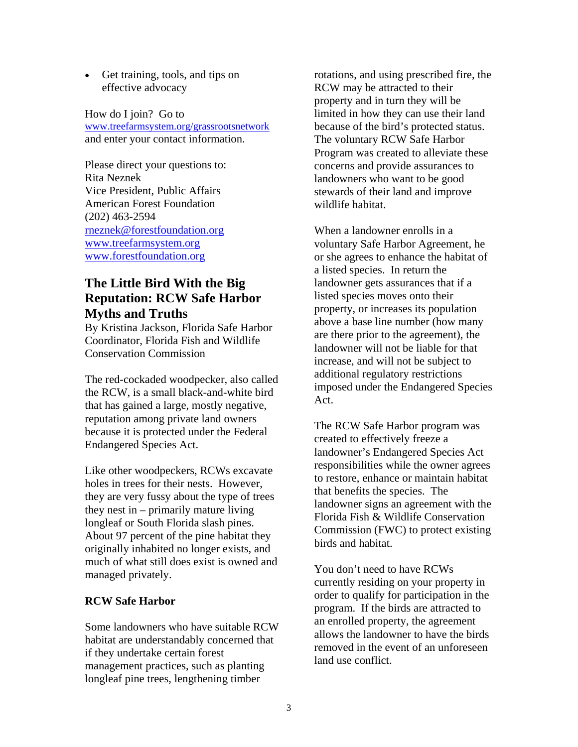- Get training, tools, and tips on effective advocacy

How do I join? Go to www.treefarmsystem.org/grassrootsnetwork and enter your contact information.

Please direct your questions to:
Rita Neznek
Vice President, Public Affairs
American Forest Foundation
(202) 463-2594
rneznek@forestfoundation.org
www.treefarmsystem.org
www.forestfoundation.org

## The Little Bird With the Big Reputation: RCW Safe Harbor Myths and Truths

By Kristina Jackson, Florida Safe Harbor Coordinator, Florida Fish and Wildlife Conservation Commission

The red-cockaded woodpecker, also called the RCW, is a small black-and-white bird that has gained a large, mostly negative, reputation among private land owners because it is protected under the Federal Endangered Species Act.

Like other woodpeckers, RCWs excavate holes in trees for their nests. However, they are very fussy about the type of trees they nest in – primarily mature living longleaf or South Florida slash pines. About 97 percent of the pine habitat they originally inhabited no longer exists, and much of what still does exist is owned and managed privately.

### RCW Safe Harbor

Some landowners who have suitable RCW habitat are understandably concerned that if they undertake certain forest management practices, such as planting longleaf pine trees, lengthening timber rotations, and using prescribed fire, the RCW may be attracted to their property and in turn they will be limited in how they can use their land because of the bird's protected status. The voluntary RCW Safe Harbor Program was created to alleviate these concerns and provide assurances to landowners who want to be good stewards of their land and improve wildlife habitat.

When a landowner enrolls in a voluntary Safe Harbor Agreement, he or she agrees to enhance the habitat of a listed species. In return the landowner gets assurances that if a listed species moves onto their property, or increases its population above a base line number (how many are there prior to the agreement), the landowner will not be liable for that increase, and will not be subject to additional regulatory restrictions imposed under the Endangered Species Act.

The RCW Safe Harbor program was created to effectively freeze a landowner's Endangered Species Act responsibilities while the owner agrees to restore, enhance or maintain habitat that benefits the species. The landowner signs an agreement with the Florida Fish & Wildlife Conservation Commission (FWC) to protect existing birds and habitat.

You don't need to have RCWs currently residing on your property in order to qualify for participation in the program. If the birds are attracted to an enrolled property, the agreement allows the landowner to have the birds removed in the event of an unforeseen land use conflict.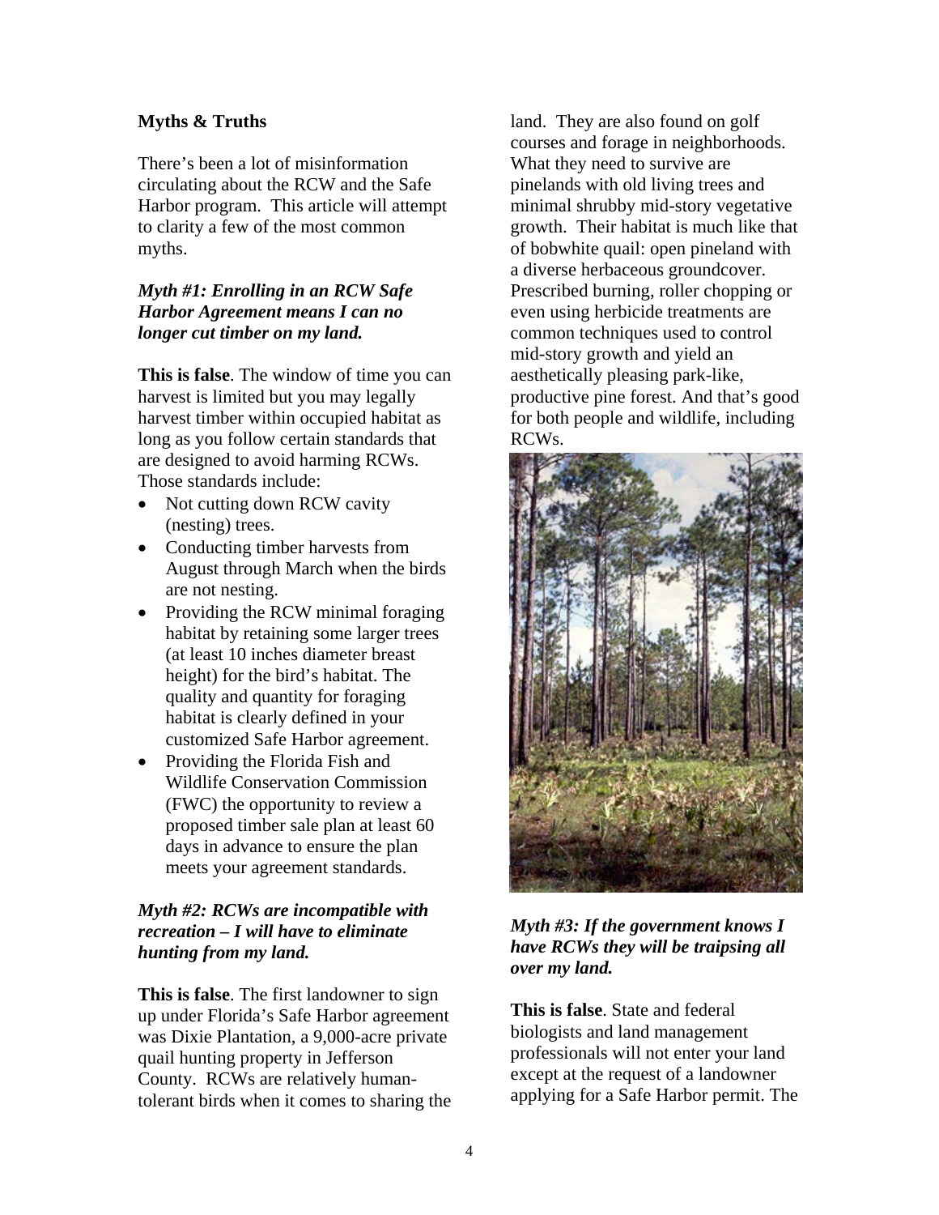**Myths & Truths**

There's been a lot of misinformation circulating about the RCW and the Safe Harbor program. This article will attempt to clarity a few of the most common myths.

***Myth #1: Enrolling in an RCW Safe Harbor Agreement means I can no longer cut timber on my land.***

**This is false**. The window of time you can harvest is limited but you may legally harvest timber within occupied habitat as long as you follow certain standards that are designed to avoid harming RCWs. Those standards include:

- Not cutting down RCW cavity (nesting) trees.
- Conducting timber harvests from August through March when the birds are not nesting.
- Providing the RCW minimal foraging habitat by retaining some larger trees (at least 10 inches diameter breast height) for the bird's habitat. The quality and quantity for foraging habitat is clearly defined in your customized Safe Harbor agreement.
- Providing the Florida Fish and Wildlife Conservation Commission (FWC) the opportunity to review a proposed timber sale plan at least 60 days in advance to ensure the plan meets your agreement standards.

***Myth #2: RCWs are incompatible with recreation – I will have to eliminate hunting from my land.***

**This is false**. The first landowner to sign up under Florida's Safe Harbor agreement was Dixie Plantation, a 9,000-acre private quail hunting property in Jefferson County. RCWs are relatively human-tolerant birds when it comes to sharing the land. They are also found on golf courses and forage in neighborhoods. What they need to survive are pinelands with old living trees and minimal shrubby mid-story vegetative growth. Their habitat is much like that of bobwhite quail: open pineland with a diverse herbaceous groundcover. Prescribed burning, roller chopping or even using herbicide treatments are common techniques used to control mid-story growth and yield an aesthetically pleasing park-like, productive pine forest. And that's good for both people and wildlife, including RCWs.

***Myth #3: If the government knows I have RCWs they will be traipsing all over my land.***

**This is false**. State and federal biologists and land management professionals will not enter your land except at the request of a landowner applying for a Safe Harbor permit. The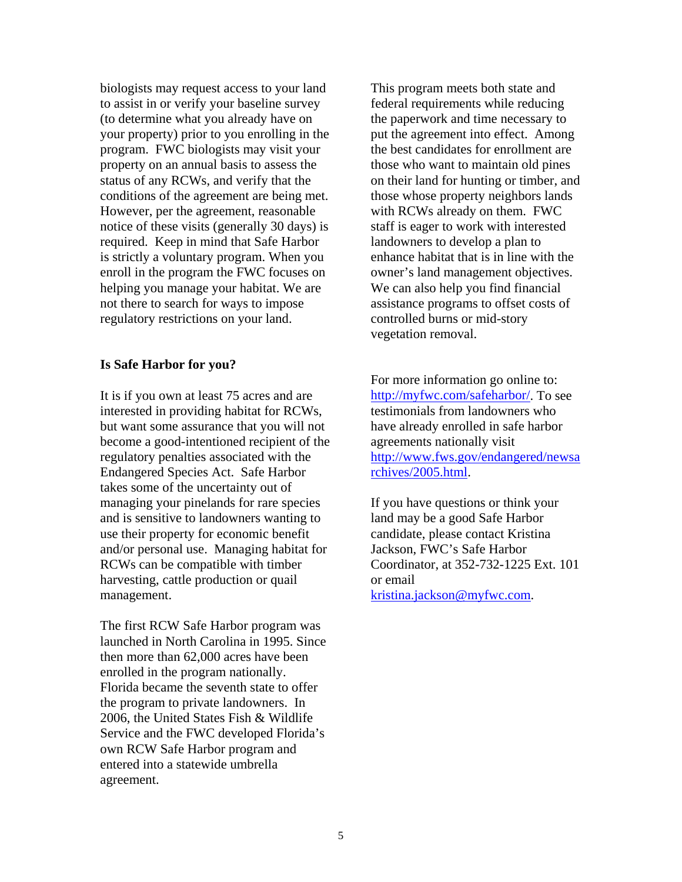biologists may request access to your land to assist in or verify your baseline survey (to determine what you already have on your property) prior to you enrolling in the program. FWC biologists may visit your property on an annual basis to assess the status of any RCWs, and verify that the conditions of the agreement are being met. However, per the agreement, reasonable notice of these visits (generally 30 days) is required. Keep in mind that Safe Harbor is strictly a voluntary program. When you enroll in the program the FWC focuses on helping you manage your habitat. We are not there to search for ways to impose regulatory restrictions on your land.

**Is Safe Harbor for you?**

It is if you own at least 75 acres and are interested in providing habitat for RCWs, but want some assurance that you will not become a good-intentioned recipient of the regulatory penalties associated with the Endangered Species Act. Safe Harbor takes some of the uncertainty out of managing your pinelands for rare species and is sensitive to landowners wanting to use their property for economic benefit and/or personal use. Managing habitat for RCWs can be compatible with timber harvesting, cattle production or quail management.

The first RCW Safe Harbor program was launched in North Carolina in 1995. Since then more than 62,000 acres have been enrolled in the program nationally. Florida became the seventh state to offer the program to private landowners. In 2006, the United States Fish & Wildlife Service and the FWC developed Florida's own RCW Safe Harbor program and entered into a statewide umbrella agreement.

This program meets both state and federal requirements while reducing the paperwork and time necessary to put the agreement into effect. Among the best candidates for enrollment are those who want to maintain old pines on their land for hunting or timber, and those whose property neighbors lands with RCWs already on them. FWC staff is eager to work with interested landowners to develop a plan to enhance habitat that is in line with the owner's land management objectives. We can also help you find financial assistance programs to offset costs of controlled burns or mid-story vegetation removal.

For more information go online to: http://myfwc.com/safeharbor/. To see testimonials from landowners who have already enrolled in safe harbor agreements nationally visit http://www.fws.gov/endangered/newsarchives/2005.html.

If you have questions or think your land may be a good Safe Harbor candidate, please contact Kristina Jackson, FWC's Safe Harbor Coordinator, at 352-732-1225 Ext. 101 or email kristina.jackson@myfwc.com.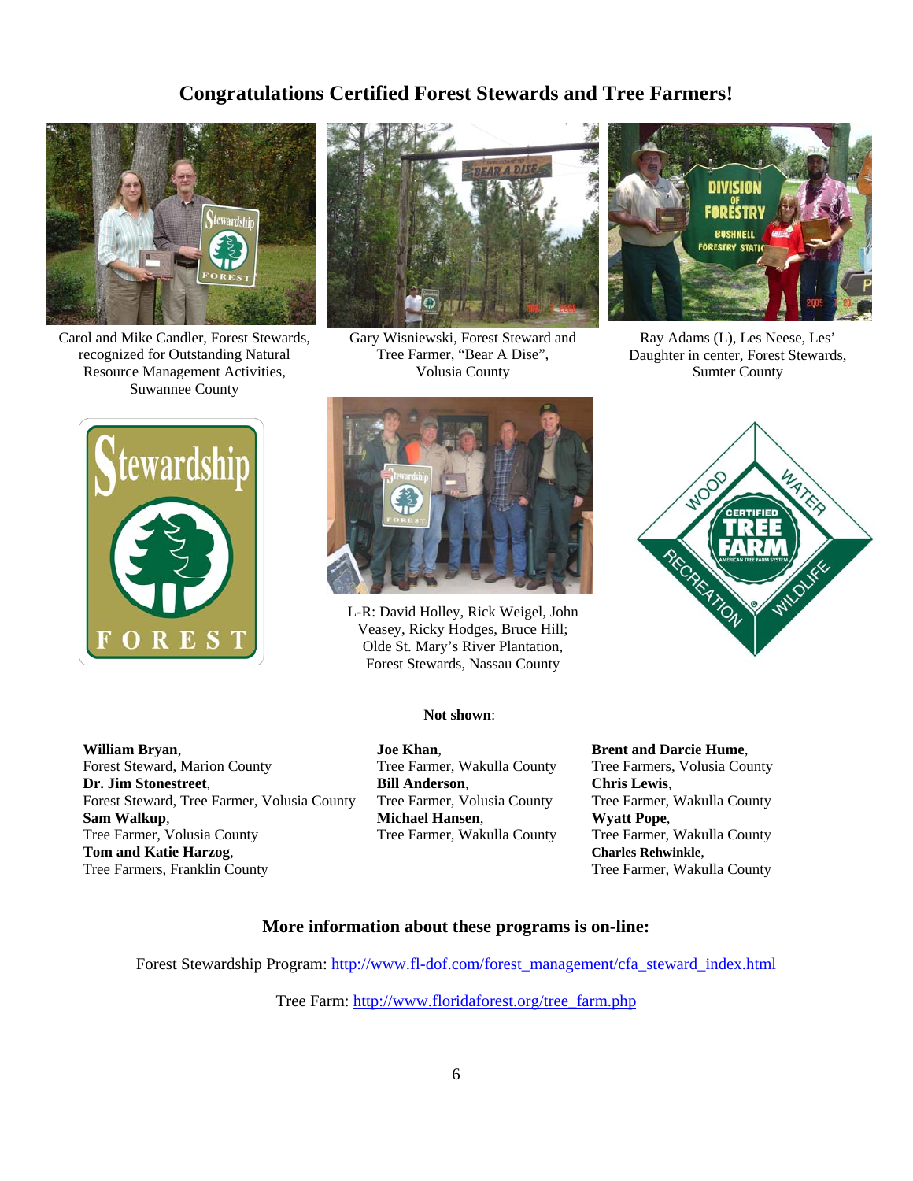## Congratulations Certified Forest Stewards and Tree Farmers!

Carol and Mike Candler, Forest Stewards, recognized for Outstanding Natural Resource Management Activities, Suwannee County

Gary Wisniewski, Forest Steward and Tree Farmer, "Bear A Dise", Volusia County

Ray Adams (L), Les Neese, Les' Daughter in center, Forest Stewards, Sumter County

L-R: David Holley, Rick Weigel, John Veasey, Ricky Hodges, Bruce Hill; Olde St. Mary's River Plantation, Forest Stewards, Nassau County

**Not shown**:

**William Bryan**,
Forest Steward, Marion County
**Dr. Jim Stonestreet**,
Forest Steward, Tree Farmer, Volusia County
**Sam Walkup**,
Tree Farmer, Volusia County
**Tom and Katie Harzog**,
Tree Farmers, Franklin County

**Joe Khan**,
Tree Farmer, Wakulla County
**Bill Anderson**,
Tree Farmer, Volusia County
**Michael Hansen**,
Tree Farmer, Wakulla County

**Brent and Darcie Hume**,
Tree Farmers, Volusia County
**Chris Lewis**,
Tree Farmer, Wakulla County
**Wyatt Pope**,
Tree Farmer, Wakulla County
**Charles Rehwinkle**,
Tree Farmer, Wakulla County

### More information about these programs is on-line:

Forest Stewardship Program: http://www.fl-dof.com/forest_management/cfa_steward_index.html

Tree Farm: http://www.floridaforest.org/tree_farm.php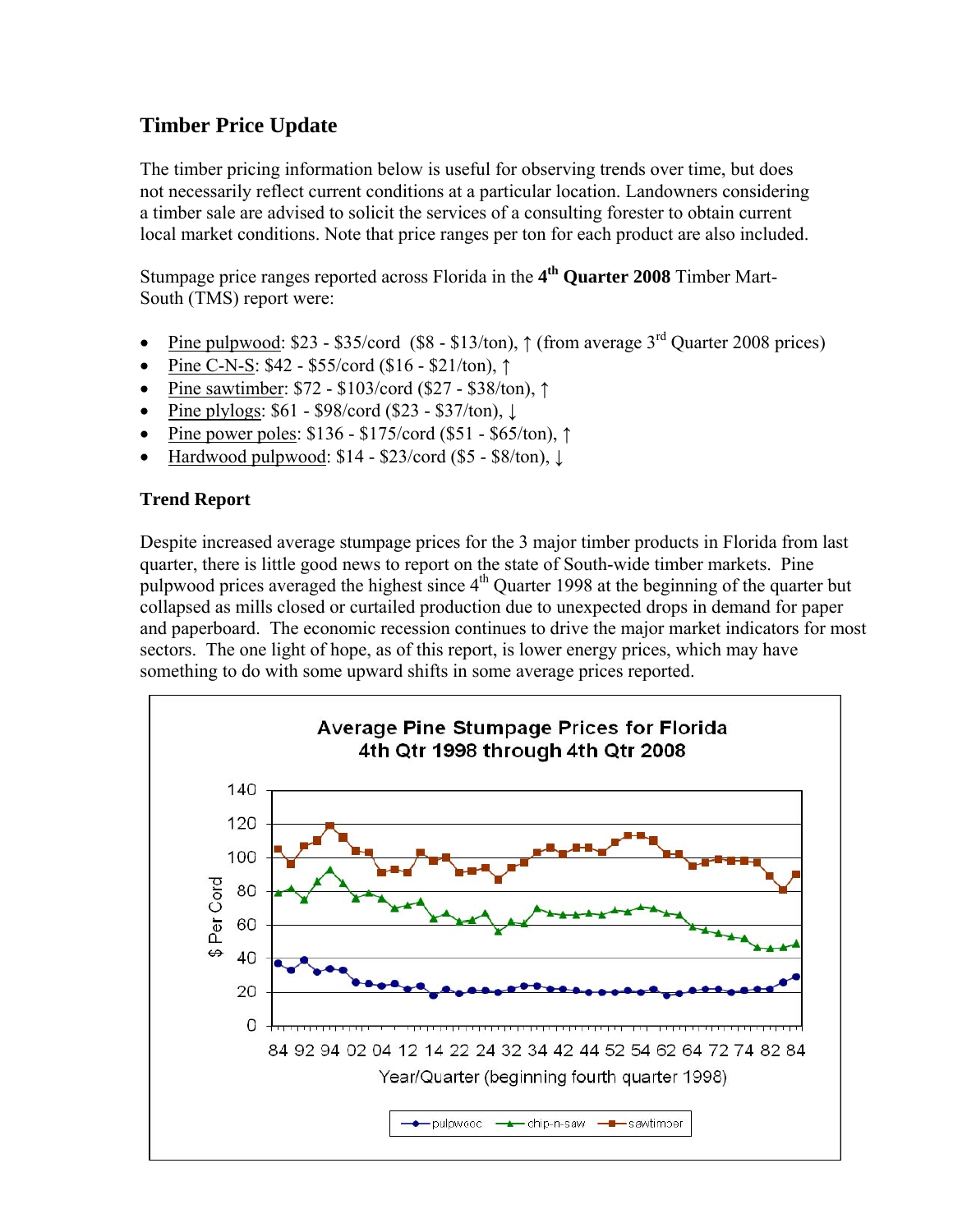## Timber Price Update

The timber pricing information below is useful for observing trends over time, but does not necessarily reflect current conditions at a particular location. Landowners considering a timber sale are advised to solicit the services of a consulting forester to obtain current local market conditions. Note that price ranges per ton for each product are also included.

Stumpage price ranges reported across Florida in the **4th Quarter 2008** Timber Mart-South (TMS) report were:

- Pine pulpwood: $23 - $35/cord ($8 - $13/ton), ↑ (from average 3rd Quarter 2008 prices)
- Pine C-N-S: $42 - $55/cord ($16 - $21/ton), ↑
- Pine sawtimber: $72 - $103/cord ($27 - $38/ton), ↑
- Pine plylogs: $61 - $98/cord ($23 - $37/ton), ↓
- Pine power poles: $136 - $175/cord ($51 - $65/ton), ↑
- Hardwood pulpwood: $14 - $23/cord ($5 - $8/ton), ↓

### Trend Report

Despite increased average stumpage prices for the 3 major timber products in Florida from last quarter, there is little good news to report on the state of South-wide timber markets. Pine pulpwood prices averaged the highest since 4th Quarter 1998 at the beginning of the quarter but collapsed as mills closed or curtailed production due to unexpected drops in demand for paper and paperboard. The economic recession continues to drive the major market indicators for most sectors. The one light of hope, as of this report, is lower energy prices, which may have something to do with some upward shifts in some average prices reported.

**Average Pine Stumpage Prices for Florida 4th Qtr 1998 through 4th Qtr 2008**

$ Per Cord (0–140) vs. Year/Quarter (beginning fourth quarter 1998): 84 92 94 02 04 12 14 22 24 32 34 42 44 52 54 62 64 72 74 82 84

Legend: pulpwood, chip-n-saw, sawtimber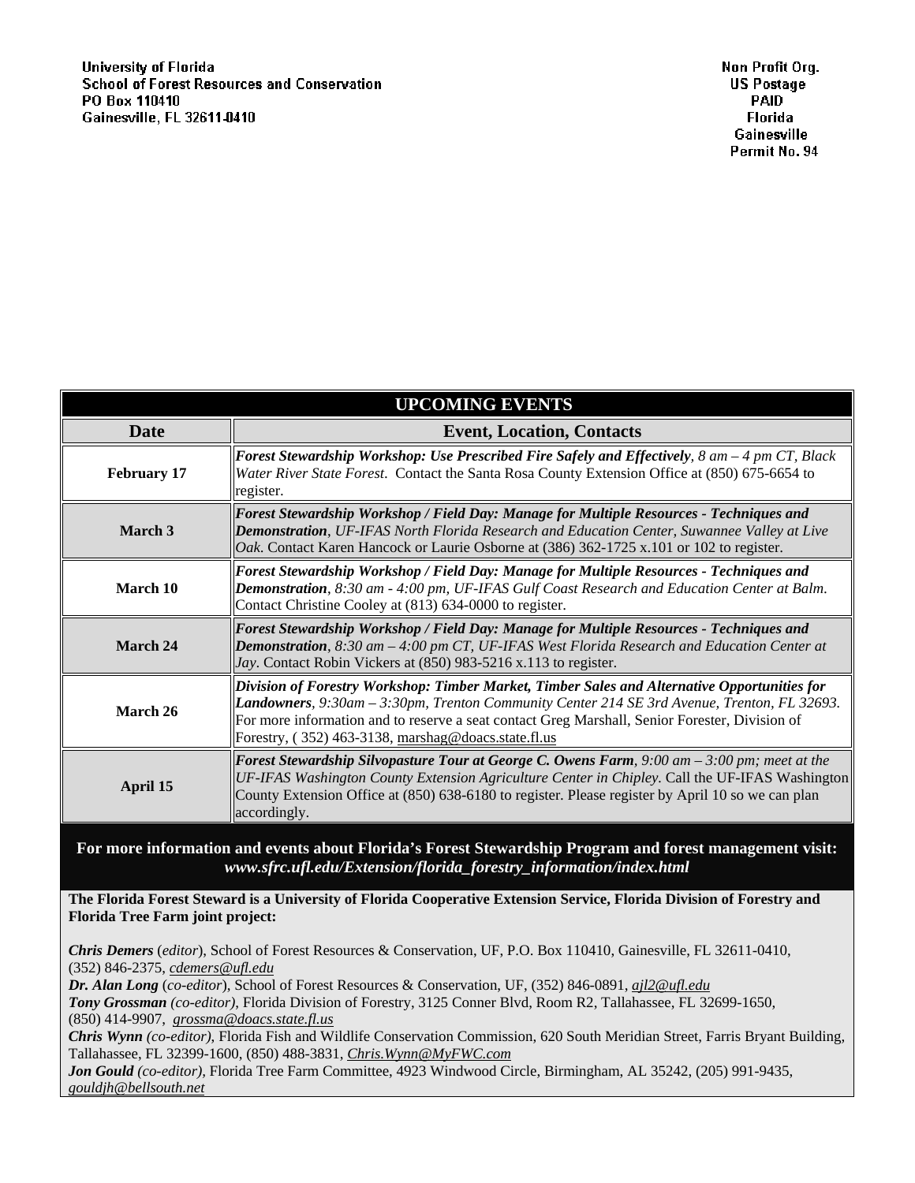University of Florida
School of Forest Resources and Conservation
PO Box 110410
Gainesville, FL 32611-0410

Non Profit Org.
US Postage
PAID
Florida
Gainesville
Permit No. 94

## UPCOMING EVENTS

| Date | Event, Location, Contacts |
|---|---|
| **February 17** | ***Forest Stewardship Workshop: Use Prescribed Fire Safely and Effectively***, *8 am – 4 pm CT, Black Water River State Forest*. Contact the Santa Rosa County Extension Office at (850) 675-6654 to register. |
| **March 3** | ***Forest Stewardship Workshop / Field Day: Manage for Multiple Resources - Techniques and Demonstration***, *UF-IFAS North Florida Research and Education Center, Suwannee Valley at Live Oak*. Contact Karen Hancock or Laurie Osborne at (386) 362-1725 x.101 or 102 to register. |
| **March 10** | ***Forest Stewardship Workshop / Field Day: Manage for Multiple Resources - Techniques and Demonstration***, *8:30 am - 4:00 pm, UF-IFAS Gulf Coast Research and Education Center at Balm*. Contact Christine Cooley at (813) 634-0000 to register. |
| **March 24** | ***Forest Stewardship Workshop / Field Day: Manage for Multiple Resources - Techniques and Demonstration***, *8:30 am – 4:00 pm CT, UF-IFAS West Florida Research and Education Center at Jay*. Contact Robin Vickers at (850) 983-5216 x.113 to register. |
| **March 26** | ***Division of Forestry Workshop: Timber Market, Timber Sales and Alternative Opportunities for Landowners***, *9:30am – 3:30pm, Trenton Community Center 214 SE 3rd Avenue, Trenton, FL 32693.* For more information and to reserve a seat contact Greg Marshall, Senior Forester, Division of Forestry, ( 352) 463-3138, marshag@doacs.state.fl.us |
| **April 15** | ***Forest Stewardship Silvopasture Tour at George C. Owens Farm***, *9:00 am – 3:00 pm; meet at the UF-IFAS Washington County Extension Agriculture Center in Chipley*. Call the UF-IFAS Washington County Extension Office at (850) 638-6180 to register. Please register by April 10 so we can plan accordingly. |

**For more information and events about Florida's Forest Stewardship Program and forest management visit:** ***www.sfrc.ufl.edu/Extension/florida_forestry_information/index.html***

**The Florida Forest Steward is a University of Florida Cooperative Extension Service, Florida Division of Forestry and Florida Tree Farm joint project:**

***Chris Demers*** (*editor*), School of Forest Resources & Conservation, UF, P.O. Box 110410, Gainesville, FL 32611-0410, (352) 846-2375, *cdemers@ufl.edu*
***Dr. Alan Long*** (*co-editor*), School of Forest Resources & Conservation, UF, (352) 846-0891, *ajl2@ufl.edu*
***Tony Grossman*** *(co-editor)*, Florida Division of Forestry, 3125 Conner Blvd, Room R2, Tallahassee, FL 32699-1650, (850) 414-9907, *grossma@doacs.state.fl.us*
***Chris Wynn*** *(co-editor)*, Florida Fish and Wildlife Conservation Commission, 620 South Meridian Street, Farris Bryant Building, Tallahassee, FL 32399-1600, (850) 488-3831, *Chris.Wynn@MyFWC.com*
***Jon Gould*** *(co-editor)*, Florida Tree Farm Committee, 4923 Windwood Circle, Birmingham, AL 35242, (205) 991-9435, *gouldjh@bellsouth.net*